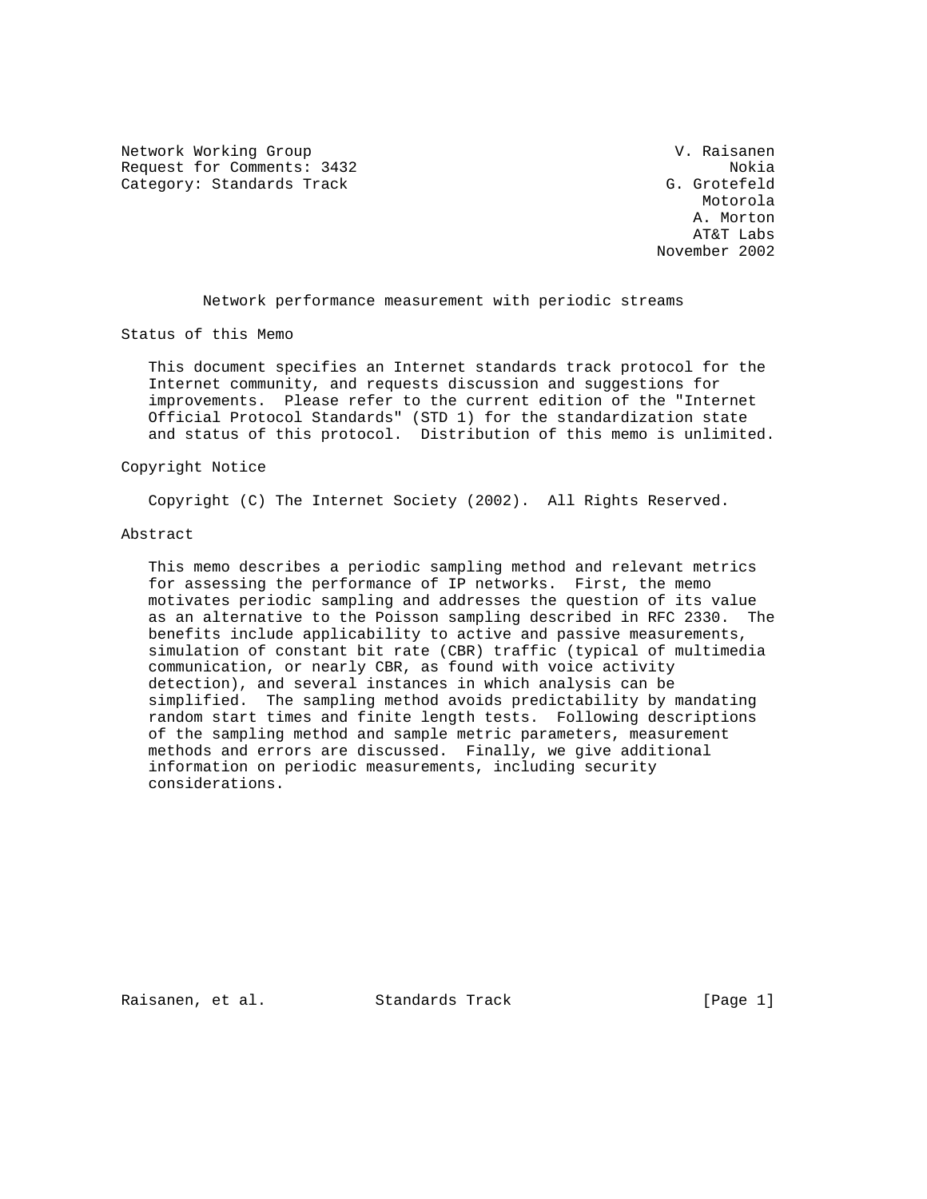Network Working Group  
Request for Comments: 3432  
Category: Standards Track

V. Raisanen  
Nokia  
G. Grotefeld  
Motorola  
A. Morton  
AT&T Labs  
November 2002

# Network performance measurement with periodic streams

## Status of this Memo

This document specifies an Internet standards track protocol for the Internet community, and requests discussion and suggestions for improvements. Please refer to the current edition of the "Internet Official Protocol Standards" (STD 1) for the standardization state and status of this protocol. Distribution of this memo is unlimited.

## Copyright Notice

Copyright (C) The Internet Society (2002). All Rights Reserved.

## Abstract

This memo describes a periodic sampling method and relevant metrics for assessing the performance of IP networks. First, the memo motivates periodic sampling and addresses the question of its value as an alternative to the Poisson sampling described in RFC 2330. The benefits include applicability to active and passive measurements, simulation of constant bit rate (CBR) traffic (typical of multimedia communication, or nearly CBR, as found with voice activity detection), and several instances in which analysis can be simplified. The sampling method avoids predictability by mandating random start times and finite length tests. Following descriptions of the sampling method and sample metric parameters, measurement methods and errors are discussed. Finally, we give additional information on periodic measurements, including security considerations.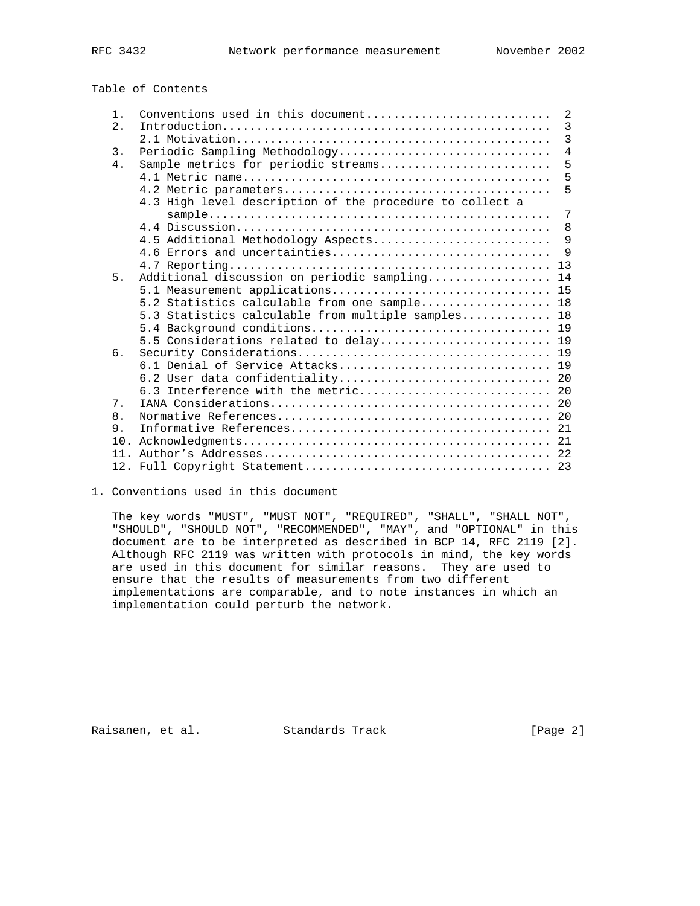## Table of Contents

```
   1.  Conventions used in this document..........................  2
   2.  Introduction...............................................  3
       2.1 Motivation.............................................  3
   3.  Periodic Sampling Methodology..............................  4
   4.  Sample metrics for periodic streams........................  5
       4.1 Metric name............................................  5
       4.2 Metric parameters......................................  5
       4.3 High level description of the procedure to collect a
           sample.................................................  7
       4.4 Discussion.............................................  8
       4.5 Additional Methodology Aspects.........................  9
       4.6 Errors and uncertainties...............................  9
       4.7 Reporting.............................................. 13
   5.  Additional discussion on periodic sampling................. 14
       5.1 Measurement applications............................... 15
       5.2 Statistics calculable from one sample.................. 18
       5.3 Statistics calculable from multiple samples............ 18
       5.4 Background conditions.................................. 19
       5.5 Considerations related to delay........................ 19
   6.  Security Considerations.................................... 19
       6.1 Denial of Service Attacks.............................. 19
       6.2 User data confidentiality.............................. 20
       6.3 Interference with the metric........................... 20
   7.  IANA Considerations........................................ 20
   8.  Normative References....................................... 20
   9.  Informative References..................................... 21
   10. Acknowledgments............................................ 21
   11. Author's Addresses......................................... 22
   12. Full Copyright Statement................................... 23
```

## 1. Conventions used in this document

The key words "MUST", "MUST NOT", "REQUIRED", "SHALL", "SHALL NOT", "SHOULD", "SHOULD NOT", "RECOMMENDED", "MAY", and "OPTIONAL" in this document are to be interpreted as described in BCP 14, RFC 2119 [2]. Although RFC 2119 was written with protocols in mind, the key words are used in this document for similar reasons. They are used to ensure that the results of measurements from two different implementations are comparable, and to note instances in which an implementation could perturb the network.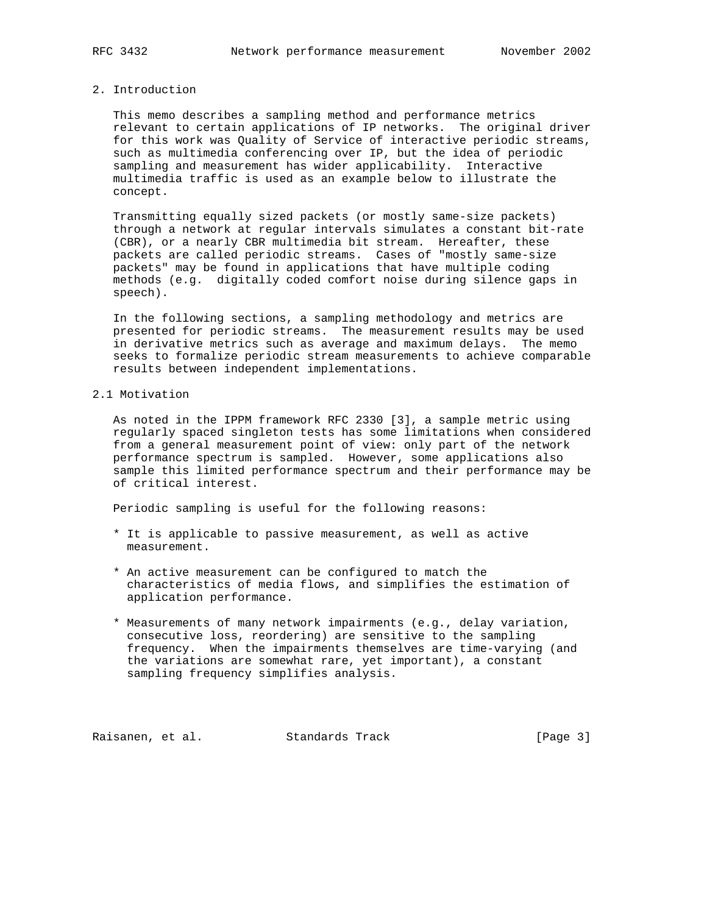## 2. Introduction

This memo describes a sampling method and performance metrics relevant to certain applications of IP networks. The original driver for this work was Quality of Service of interactive periodic streams, such as multimedia conferencing over IP, but the idea of periodic sampling and measurement has wider applicability. Interactive multimedia traffic is used as an example below to illustrate the concept.

Transmitting equally sized packets (or mostly same-size packets) through a network at regular intervals simulates a constant bit-rate (CBR), or a nearly CBR multimedia bit stream. Hereafter, these packets are called periodic streams. Cases of "mostly same-size packets" may be found in applications that have multiple coding methods (e.g. digitally coded comfort noise during silence gaps in speech).

In the following sections, a sampling methodology and metrics are presented for periodic streams. The measurement results may be used in derivative metrics such as average and maximum delays. The memo seeks to formalize periodic stream measurements to achieve comparable results between independent implementations.

### 2.1 Motivation

As noted in the IPPM framework RFC 2330 [3], a sample metric using regularly spaced singleton tests has some limitations when considered from a general measurement point of view: only part of the network performance spectrum is sampled. However, some applications also sample this limited performance spectrum and their performance may be of critical interest.

Periodic sampling is useful for the following reasons:

* It is applicable to passive measurement, as well as active measurement.

* An active measurement can be configured to match the characteristics of media flows, and simplifies the estimation of application performance.

* Measurements of many network impairments (e.g., delay variation, consecutive loss, reordering) are sensitive to the sampling frequency. When the impairments themselves are time-varying (and the variations are somewhat rare, yet important), a constant sampling frequency simplifies analysis.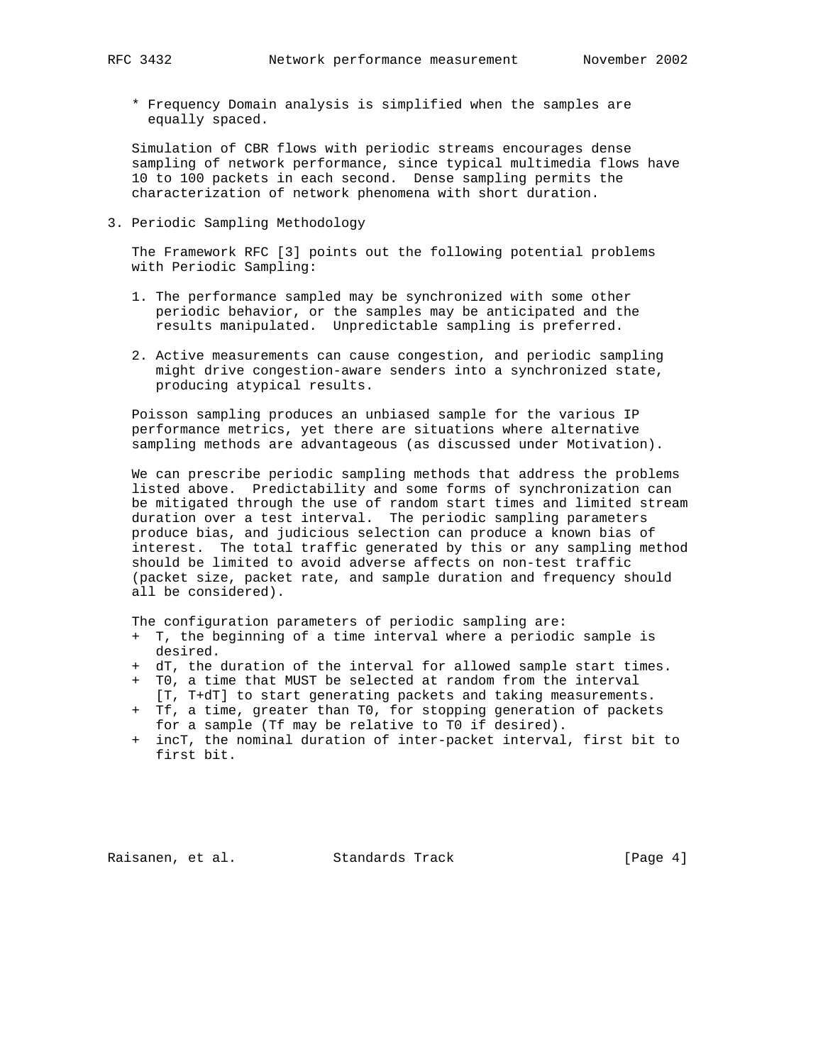* Frequency Domain analysis is simplified when the samples are equally spaced.

Simulation of CBR flows with periodic streams encourages dense sampling of network performance, since typical multimedia flows have 10 to 100 packets in each second. Dense sampling permits the characterization of network phenomena with short duration.

## 3. Periodic Sampling Methodology

The Framework RFC [3] points out the following potential problems with Periodic Sampling:

1. The performance sampled may be synchronized with some other periodic behavior, or the samples may be anticipated and the results manipulated. Unpredictable sampling is preferred.

2. Active measurements can cause congestion, and periodic sampling might drive congestion-aware senders into a synchronized state, producing atypical results.

Poisson sampling produces an unbiased sample for the various IP performance metrics, yet there are situations where alternative sampling methods are advantageous (as discussed under Motivation).

We can prescribe periodic sampling methods that address the problems listed above. Predictability and some forms of synchronization can be mitigated through the use of random start times and limited stream duration over a test interval. The periodic sampling parameters produce bias, and judicious selection can produce a known bias of interest. The total traffic generated by this or any sampling method should be limited to avoid adverse affects on non-test traffic (packet size, packet rate, and sample duration and frequency should all be considered).

The configuration parameters of periodic sampling are:

+ T, the beginning of a time interval where a periodic sample is desired.
+ dT, the duration of the interval for allowed sample start times.
+ T0, a time that MUST be selected at random from the interval [T, T+dT] to start generating packets and taking measurements.
+ Tf, a time, greater than T0, for stopping generation of packets for a sample (Tf may be relative to T0 if desired).
+ incT, the nominal duration of inter-packet interval, first bit to first bit.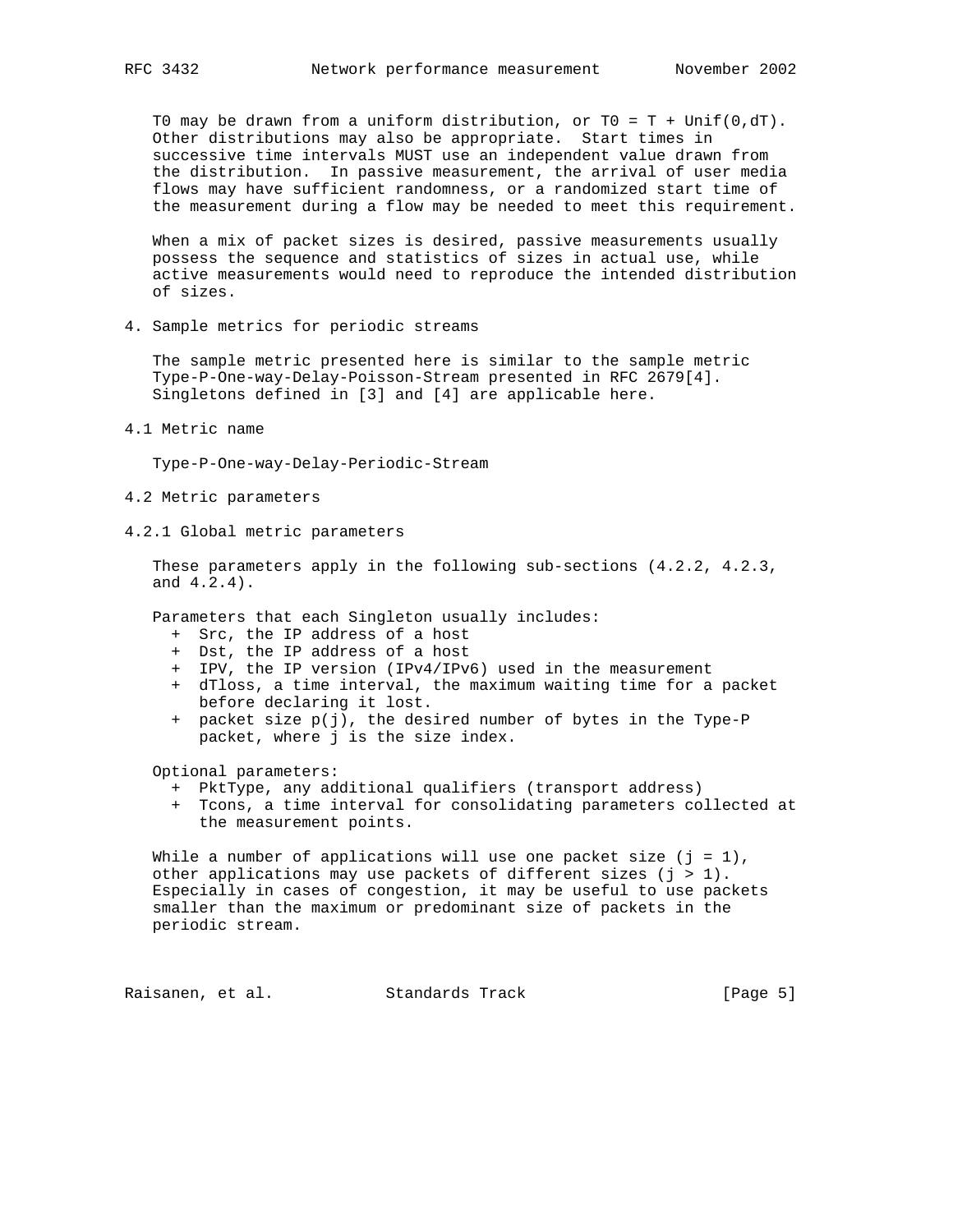T0 may be drawn from a uniform distribution, or $T0 = T + Unif(0,dT)$. Other distributions may also be appropriate. Start times in successive time intervals MUST use an independent value drawn from the distribution. In passive measurement, the arrival of user media flows may have sufficient randomness, or a randomized start time of the measurement during a flow may be needed to meet this requirement.

When a mix of packet sizes is desired, passive measurements usually possess the sequence and statistics of sizes in actual use, while active measurements would need to reproduce the intended distribution of sizes.

## 4. Sample metrics for periodic streams

The sample metric presented here is similar to the sample metric Type-P-One-way-Delay-Poisson-Stream presented in RFC 2679[4]. Singletons defined in [3] and [4] are applicable here.

### 4.1 Metric name

Type-P-One-way-Delay-Periodic-Stream

### 4.2 Metric parameters

#### 4.2.1 Global metric parameters

These parameters apply in the following sub-sections (4.2.2, 4.2.3, and 4.2.4).

Parameters that each Singleton usually includes:

- Src, the IP address of a host
- Dst, the IP address of a host
- IPV, the IP version (IPv4/IPv6) used in the measurement
- dTloss, a time interval, the maximum waiting time for a packet before declaring it lost.
- packet size $p(j)$, the desired number of bytes in the Type-P packet, where j is the size index.

Optional parameters:

- PktType, any additional qualifiers (transport address)
- Tcons, a time interval for consolidating parameters collected at the measurement points.

While a number of applications will use one packet size ($j = 1$), other applications may use packets of different sizes ($j > 1$). Especially in cases of congestion, it may be useful to use packets smaller than the maximum or predominant size of packets in the periodic stream.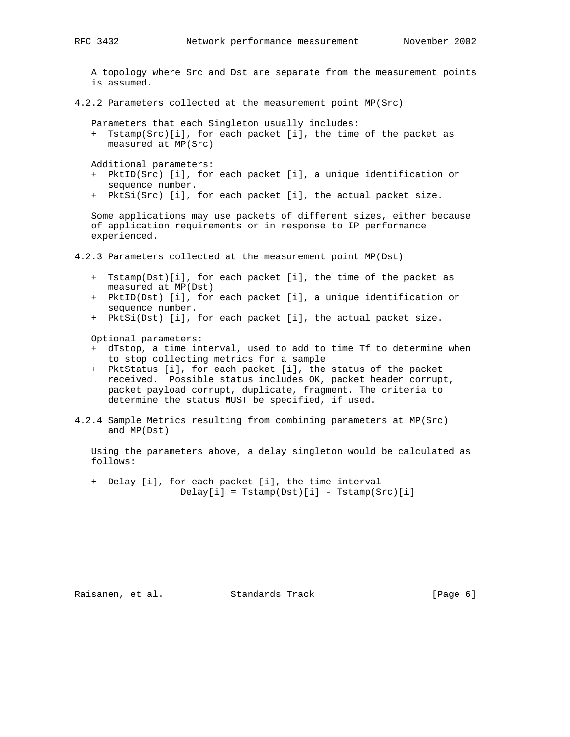A topology where Src and Dst are separate from the measurement points is assumed.

### 4.2.2 Parameters collected at the measurement point MP(Src)

Parameters that each Singleton usually includes:

- Tstamp(Src)[i], for each packet [i], the time of the packet as measured at MP(Src)

Additional parameters:

- PktID(Src) [i], for each packet [i], a unique identification or sequence number.
- PktSi(Src) [i], for each packet [i], the actual packet size.

Some applications may use packets of different sizes, either because of application requirements or in response to IP performance experienced.

### 4.2.3 Parameters collected at the measurement point MP(Dst)

- Tstamp(Dst)[i], for each packet [i], the time of the packet as measured at MP(Dst)
- PktID(Dst) [i], for each packet [i], a unique identification or sequence number.
- PktSi(Dst) [i], for each packet [i], the actual packet size.

Optional parameters:

- dTstop, a time interval, used to add to time Tf to determine when to stop collecting metrics for a sample
- PktStatus [i], for each packet [i], the status of the packet received. Possible status includes OK, packet header corrupt, packet payload corrupt, duplicate, fragment. The criteria to determine the status MUST be specified, if used.

### 4.2.4 Sample Metrics resulting from combining parameters at MP(Src) and MP(Dst)

Using the parameters above, a delay singleton would be calculated as follows:

- Delay [i], for each packet [i], the time interval

```
Delay[i] = Tstamp(Dst)[i] - Tstamp(Src)[i]
```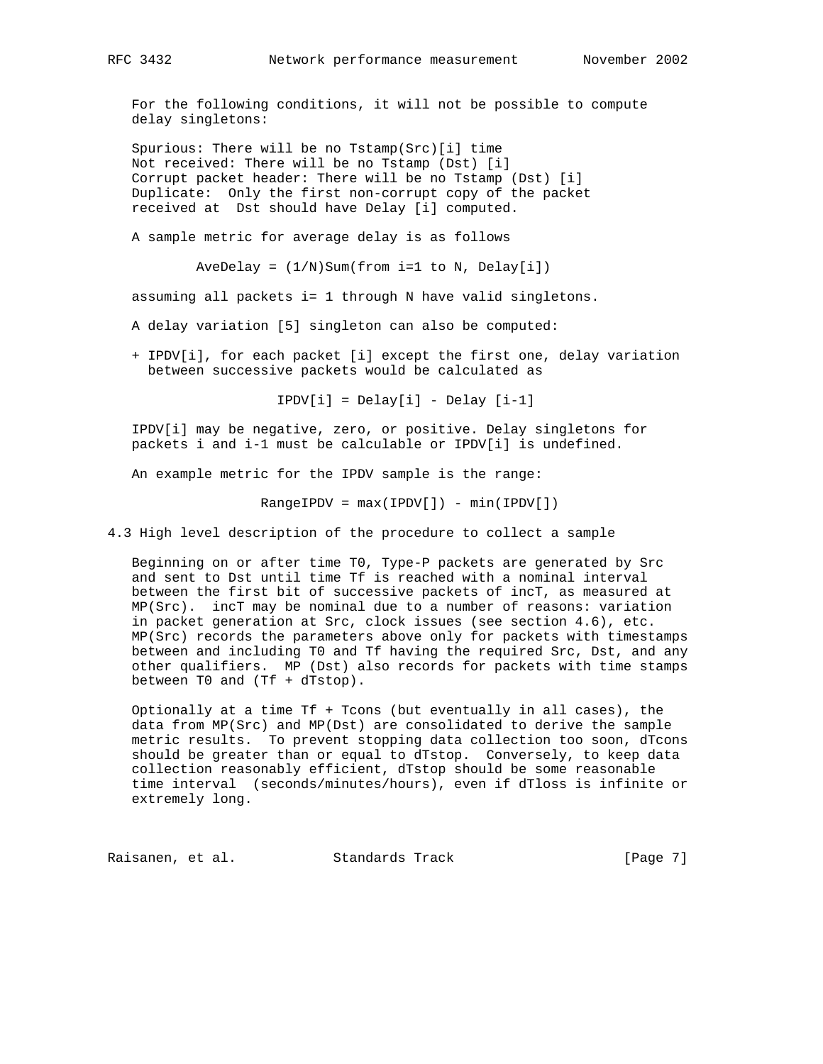For the following conditions, it will not be possible to compute delay singletons:

Spurious: There will be no Tstamp(Src)[i] time
Not received: There will be no Tstamp (Dst) [i]
Corrupt packet header: There will be no Tstamp (Dst) [i]
Duplicate: Only the first non-corrupt copy of the packet received at Dst should have Delay [i] computed.

A sample metric for average delay is as follows

$$AveDelay = (1/N)Sum(\text{from } i=1 \text{ to } N, Delay[i])$$

assuming all packets i= 1 through N have valid singletons.

A delay variation [5] singleton can also be computed:

+ IPDV[i], for each packet [i] except the first one, delay variation between successive packets would be calculated as

$$IPDV[i] = Delay[i] - Delay[i-1]$$

IPDV[i] may be negative, zero, or positive. Delay singletons for packets i and i-1 must be calculable or IPDV[i] is undefined.

An example metric for the IPDV sample is the range:

$$RangeIPDV = \max(IPDV[]) - \min(IPDV[])$$

## 4.3 High level description of the procedure to collect a sample

Beginning on or after time T0, Type-P packets are generated by Src and sent to Dst until time Tf is reached with a nominal interval between the first bit of successive packets of incT, as measured at MP(Src). incT may be nominal due to a number of reasons: variation in packet generation at Src, clock issues (see section 4.6), etc. MP(Src) records the parameters above only for packets with timestamps between and including T0 and Tf having the required Src, Dst, and any other qualifiers. MP (Dst) also records for packets with time stamps between T0 and (Tf + dTstop).

Optionally at a time Tf + Tcons (but eventually in all cases), the data from MP(Src) and MP(Dst) are consolidated to derive the sample metric results. To prevent stopping data collection too soon, dTcons should be greater than or equal to dTstop. Conversely, to keep data collection reasonably efficient, dTstop should be some reasonable time interval (seconds/minutes/hours), even if dTloss is infinite or extremely long.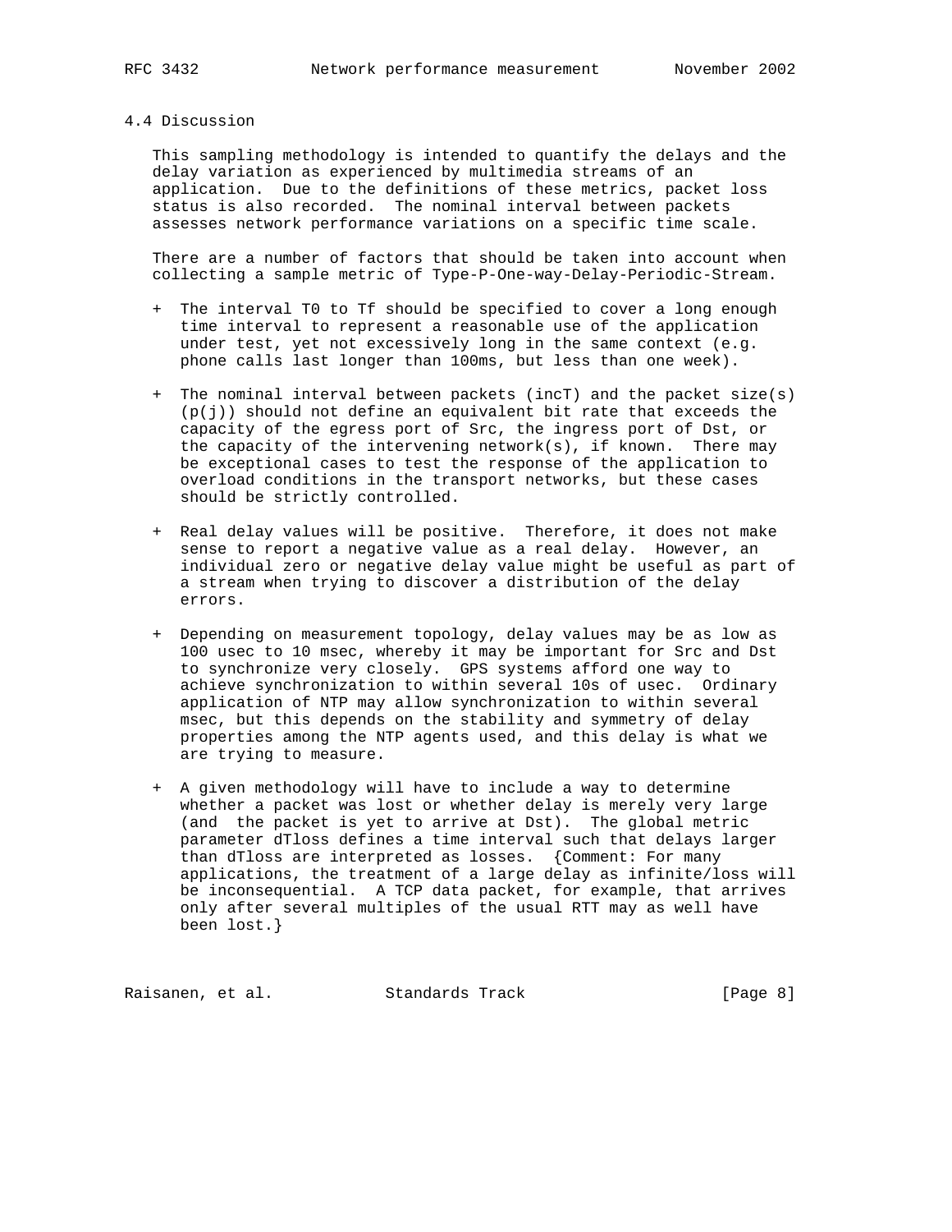### 4.4 Discussion

This sampling methodology is intended to quantify the delays and the delay variation as experienced by multimedia streams of an application. Due to the definitions of these metrics, packet loss status is also recorded. The nominal interval between packets assesses network performance variations on a specific time scale.

There are a number of factors that should be taken into account when collecting a sample metric of Type-P-One-way-Delay-Periodic-Stream.

+ The interval T0 to Tf should be specified to cover a long enough time interval to represent a reasonable use of the application under test, yet not excessively long in the same context (e.g. phone calls last longer than 100ms, but less than one week).

+ The nominal interval between packets (incT) and the packet size(s) (p(j)) should not define an equivalent bit rate that exceeds the capacity of the egress port of Src, the ingress port of Dst, or the capacity of the intervening network(s), if known. There may be exceptional cases to test the response of the application to overload conditions in the transport networks, but these cases should be strictly controlled.

+ Real delay values will be positive. Therefore, it does not make sense to report a negative value as a real delay. However, an individual zero or negative delay value might be useful as part of a stream when trying to discover a distribution of the delay errors.

+ Depending on measurement topology, delay values may be as low as 100 usec to 10 msec, whereby it may be important for Src and Dst to synchronize very closely. GPS systems afford one way to achieve synchronization to within several 10s of usec. Ordinary application of NTP may allow synchronization to within several msec, but this depends on the stability and symmetry of delay properties among the NTP agents used, and this delay is what we are trying to measure.

+ A given methodology will have to include a way to determine whether a packet was lost or whether delay is merely very large (and the packet is yet to arrive at Dst). The global metric parameter dTloss defines a time interval such that delays larger than dTloss are interpreted as losses. {Comment: For many applications, the treatment of a large delay as infinite/loss will be inconsequential. A TCP data packet, for example, that arrives only after several multiples of the usual RTT may as well have been lost.}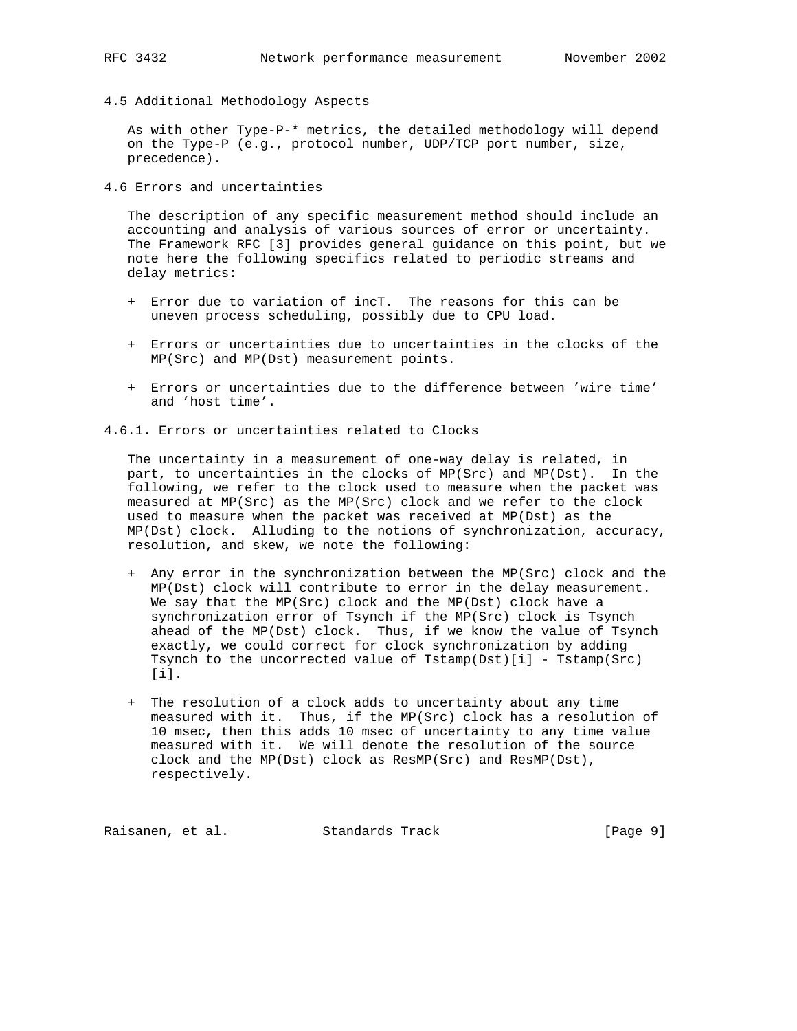### 4.5 Additional Methodology Aspects

As with other Type-P-* metrics, the detailed methodology will depend on the Type-P (e.g., protocol number, UDP/TCP port number, size, precedence).

### 4.6 Errors and uncertainties

The description of any specific measurement method should include an accounting and analysis of various sources of error or uncertainty. The Framework RFC [3] provides general guidance on this point, but we note here the following specifics related to periodic streams and delay metrics:

+ Error due to variation of incT. The reasons for this can be uneven process scheduling, possibly due to CPU load.

+ Errors or uncertainties due to uncertainties in the clocks of the MP(Src) and MP(Dst) measurement points.

+ Errors or uncertainties due to the difference between 'wire time' and 'host time'.

#### 4.6.1. Errors or uncertainties related to Clocks

The uncertainty in a measurement of one-way delay is related, in part, to uncertainties in the clocks of MP(Src) and MP(Dst). In the following, we refer to the clock used to measure when the packet was measured at MP(Src) as the MP(Src) clock and we refer to the clock used to measure when the packet was received at MP(Dst) as the MP(Dst) clock. Alluding to the notions of synchronization, accuracy, resolution, and skew, we note the following:

+ Any error in the synchronization between the MP(Src) clock and the MP(Dst) clock will contribute to error in the delay measurement. We say that the MP(Src) clock and the MP(Dst) clock have a synchronization error of Tsynch if the MP(Src) clock is Tsynch ahead of the MP(Dst) clock. Thus, if we know the value of Tsynch exactly, we could correct for clock synchronization by adding Tsynch to the uncorrected value of Tstamp(Dst)[i] - Tstamp(Src)[i].

+ The resolution of a clock adds to uncertainty about any time measured with it. Thus, if the MP(Src) clock has a resolution of 10 msec, then this adds 10 msec of uncertainty to any time value measured with it. We will denote the resolution of the source clock and the MP(Dst) clock as ResMP(Src) and ResMP(Dst), respectively.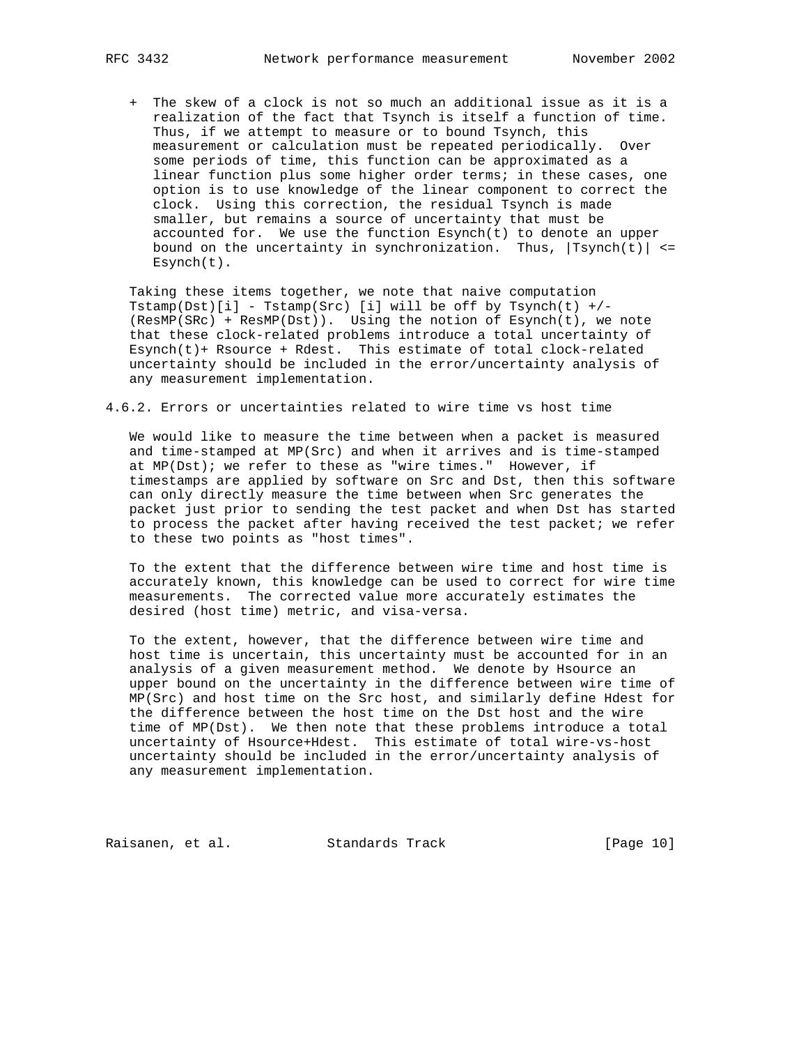+ The skew of a clock is not so much an additional issue as it is a realization of the fact that Tsynch is itself a function of time. Thus, if we attempt to measure or to bound Tsynch, this measurement or calculation must be repeated periodically. Over some periods of time, this function can be approximated as a linear function plus some higher order terms; in these cases, one option is to use knowledge of the linear component to correct the clock. Using this correction, the residual Tsynch is made smaller, but remains a source of uncertainty that must be accounted for. We use the function Esynch(t) to denote an upper bound on the uncertainty in synchronization. Thus, $|Tsynch(t)| <= Esynch(t)$.

Taking these items together, we note that naive computation Tstamp(Dst)[i] - Tstamp(Src) [i] will be off by Tsynch(t) +/- (ResMP(SRc) + ResMP(Dst)). Using the notion of Esynch(t), we note that these clock-related problems introduce a total uncertainty of Esynch(t)+ Rsource + Rdest. This estimate of total clock-related uncertainty should be included in the error/uncertainty analysis of any measurement implementation.

### 4.6.2. Errors or uncertainties related to wire time vs host time

We would like to measure the time between when a packet is measured and time-stamped at MP(Src) and when it arrives and is time-stamped at MP(Dst); we refer to these as "wire times." However, if timestamps are applied by software on Src and Dst, then this software can only directly measure the time between when Src generates the packet just prior to sending the test packet and when Dst has started to process the packet after having received the test packet; we refer to these two points as "host times".

To the extent that the difference between wire time and host time is accurately known, this knowledge can be used to correct for wire time measurements. The corrected value more accurately estimates the desired (host time) metric, and visa-versa.

To the extent, however, that the difference between wire time and host time is uncertain, this uncertainty must be accounted for in an analysis of a given measurement method. We denote by Hsource an upper bound on the uncertainty in the difference between wire time of MP(Src) and host time on the Src host, and similarly define Hdest for the difference between the host time on the Dst host and the wire time of MP(Dst). We then note that these problems introduce a total uncertainty of Hsource+Hdest. This estimate of total wire-vs-host uncertainty should be included in the error/uncertainty analysis of any measurement implementation.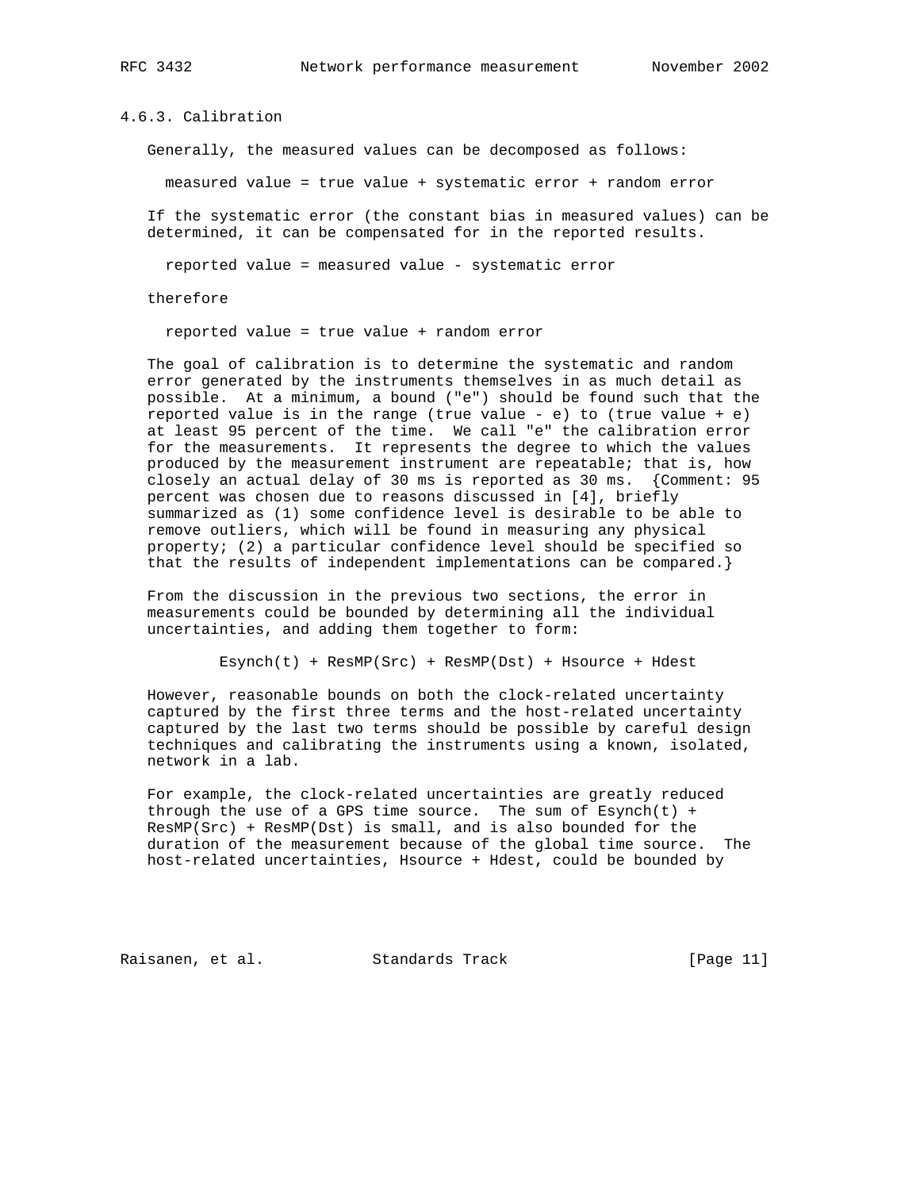### 4.6.3. Calibration

Generally, the measured values can be decomposed as follows:

measured value = true value + systematic error + random error

If the systematic error (the constant bias in measured values) can be determined, it can be compensated for in the reported results.

reported value = measured value - systematic error

therefore

reported value = true value + random error

The goal of calibration is to determine the systematic and random error generated by the instruments themselves in as much detail as possible. At a minimum, a bound ("e") should be found such that the reported value is in the range (true value - e) to (true value + e) at least 95 percent of the time. We call "e" the calibration error for the measurements. It represents the degree to which the values produced by the measurement instrument are repeatable; that is, how closely an actual delay of 30 ms is reported as 30 ms. {Comment: 95 percent was chosen due to reasons discussed in [4], briefly summarized as (1) some confidence level is desirable to be able to remove outliers, which will be found in measuring any physical property; (2) a particular confidence level should be specified so that the results of independent implementations can be compared.}

From the discussion in the previous two sections, the error in measurements could be bounded by determining all the individual uncertainties, and adding them together to form:

Esynch(t) + ResMP(Src) + ResMP(Dst) + Hsource + Hdest

However, reasonable bounds on both the clock-related uncertainty captured by the first three terms and the host-related uncertainty captured by the last two terms should be possible by careful design techniques and calibrating the instruments using a known, isolated, network in a lab.

For example, the clock-related uncertainties are greatly reduced through the use of a GPS time source. The sum of Esynch(t) + ResMP(Src) + ResMP(Dst) is small, and is also bounded for the duration of the measurement because of the global time source. The host-related uncertainties, Hsource + Hdest, could be bounded by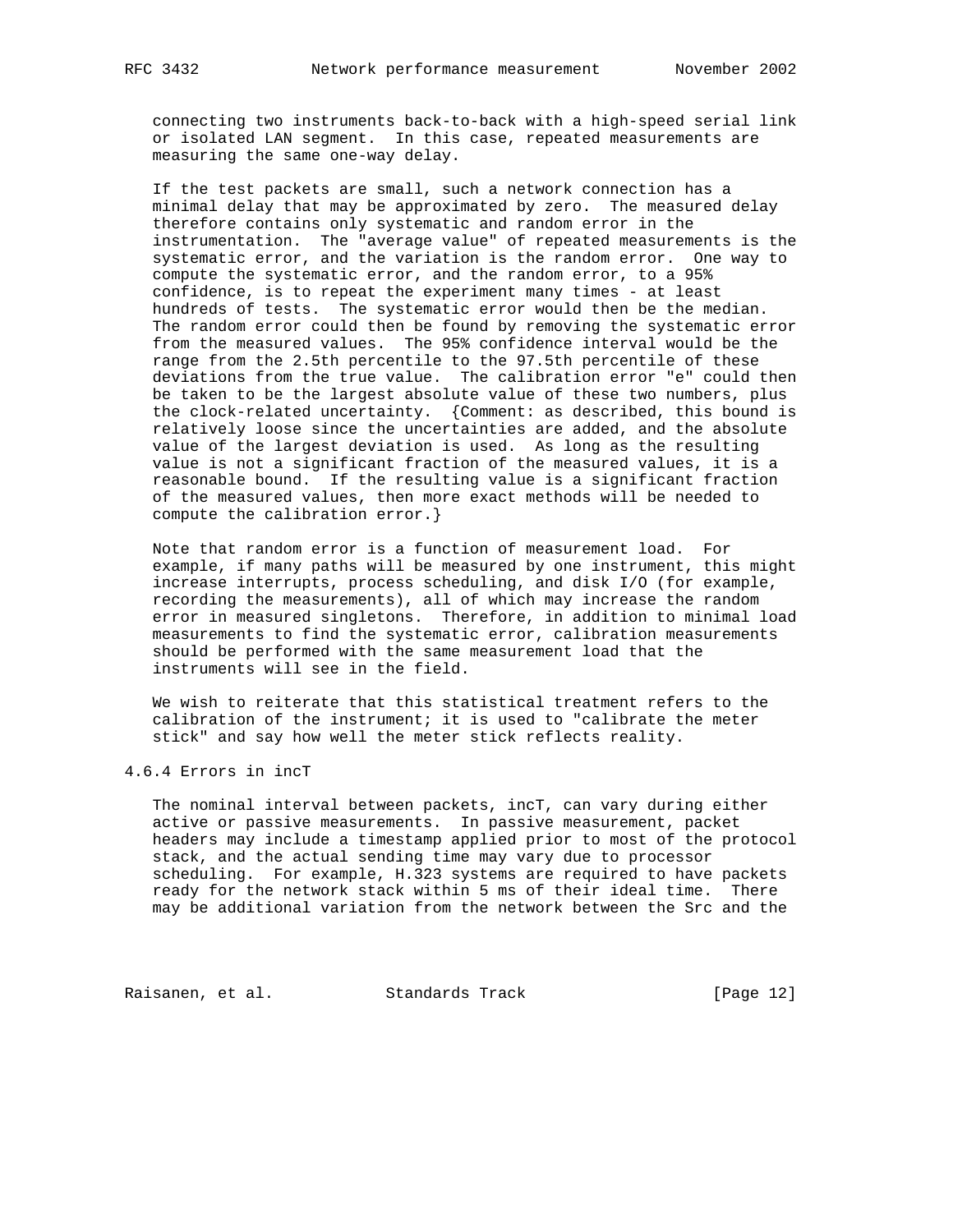connecting two instruments back-to-back with a high-speed serial link or isolated LAN segment. In this case, repeated measurements are measuring the same one-way delay.

If the test packets are small, such a network connection has a minimal delay that may be approximated by zero. The measured delay therefore contains only systematic and random error in the instrumentation. The "average value" of repeated measurements is the systematic error, and the variation is the random error. One way to compute the systematic error, and the random error, to a 95% confidence, is to repeat the experiment many times - at least hundreds of tests. The systematic error would then be the median. The random error could then be found by removing the systematic error from the measured values. The 95% confidence interval would be the range from the 2.5th percentile to the 97.5th percentile of these deviations from the true value. The calibration error "e" could then be taken to be the largest absolute value of these two numbers, plus the clock-related uncertainty. {Comment: as described, this bound is relatively loose since the uncertainties are added, and the absolute value of the largest deviation is used. As long as the resulting value is not a significant fraction of the measured values, it is a reasonable bound. If the resulting value is a significant fraction of the measured values, then more exact methods will be needed to compute the calibration error.}

Note that random error is a function of measurement load. For example, if many paths will be measured by one instrument, this might increase interrupts, process scheduling, and disk I/O (for example, recording the measurements), all of which may increase the random error in measured singletons. Therefore, in addition to minimal load measurements to find the systematic error, calibration measurements should be performed with the same measurement load that the instruments will see in the field.

We wish to reiterate that this statistical treatment refers to the calibration of the instrument; it is used to "calibrate the meter stick" and say how well the meter stick reflects reality.

### 4.6.4 Errors in incT

The nominal interval between packets, incT, can vary during either active or passive measurements. In passive measurement, packet headers may include a timestamp applied prior to most of the protocol stack, and the actual sending time may vary due to processor scheduling. For example, H.323 systems are required to have packets ready for the network stack within 5 ms of their ideal time. There may be additional variation from the network between the Src and the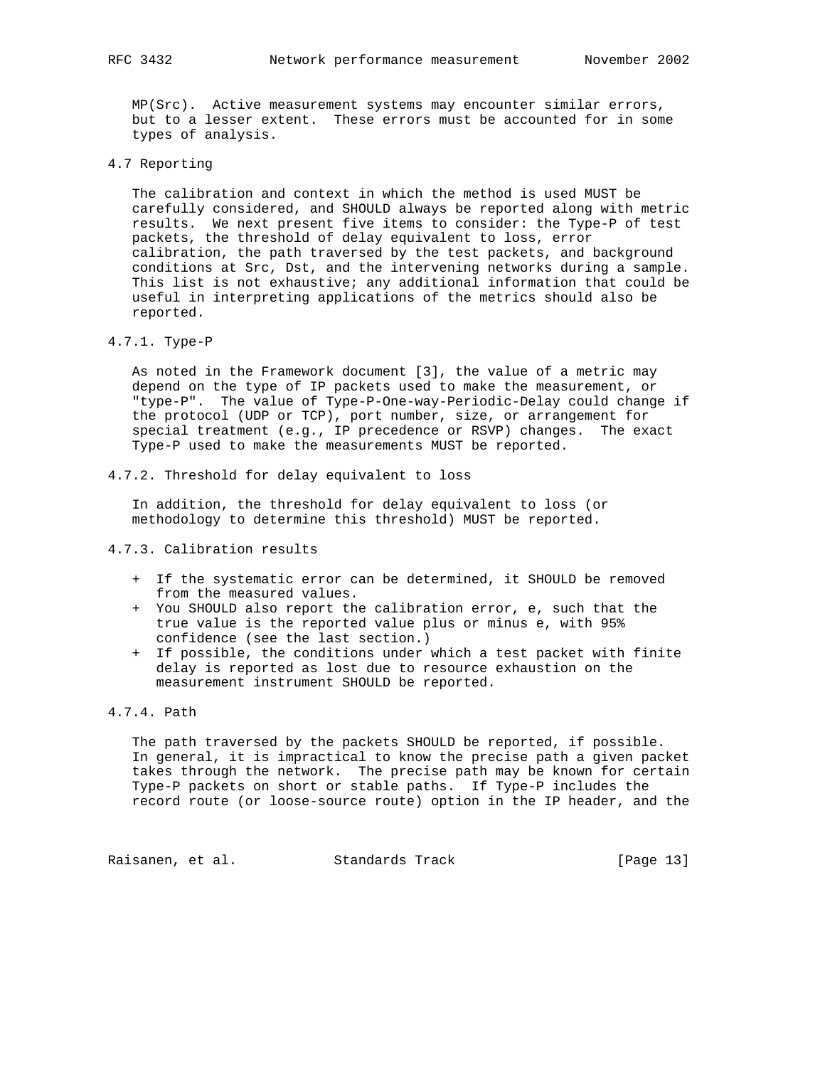MP(Src). Active measurement systems may encounter similar errors, but to a lesser extent. These errors must be accounted for in some types of analysis.

### 4.7 Reporting

The calibration and context in which the method is used MUST be carefully considered, and SHOULD always be reported along with metric results. We next present five items to consider: the Type-P of test packets, the threshold of delay equivalent to loss, error calibration, the path traversed by the test packets, and background conditions at Src, Dst, and the intervening networks during a sample. This list is not exhaustive; any additional information that could be useful in interpreting applications of the metrics should also be reported.

#### 4.7.1. Type-P

As noted in the Framework document [3], the value of a metric may depend on the type of IP packets used to make the measurement, or "type-P". The value of Type-P-One-way-Periodic-Delay could change if the protocol (UDP or TCP), port number, size, or arrangement for special treatment (e.g., IP precedence or RSVP) changes. The exact Type-P used to make the measurements MUST be reported.

#### 4.7.2. Threshold for delay equivalent to loss

In addition, the threshold for delay equivalent to loss (or methodology to determine this threshold) MUST be reported.

#### 4.7.3. Calibration results

+ If the systematic error can be determined, it SHOULD be removed from the measured values.
+ You SHOULD also report the calibration error, e, such that the true value is the reported value plus or minus e, with 95% confidence (see the last section.)
+ If possible, the conditions under which a test packet with finite delay is reported as lost due to resource exhaustion on the measurement instrument SHOULD be reported.

#### 4.7.4. Path

The path traversed by the packets SHOULD be reported, if possible. In general, it is impractical to know the precise path a given packet takes through the network. The precise path may be known for certain Type-P packets on short or stable paths. If Type-P includes the record route (or loose-source route) option in the IP header, and the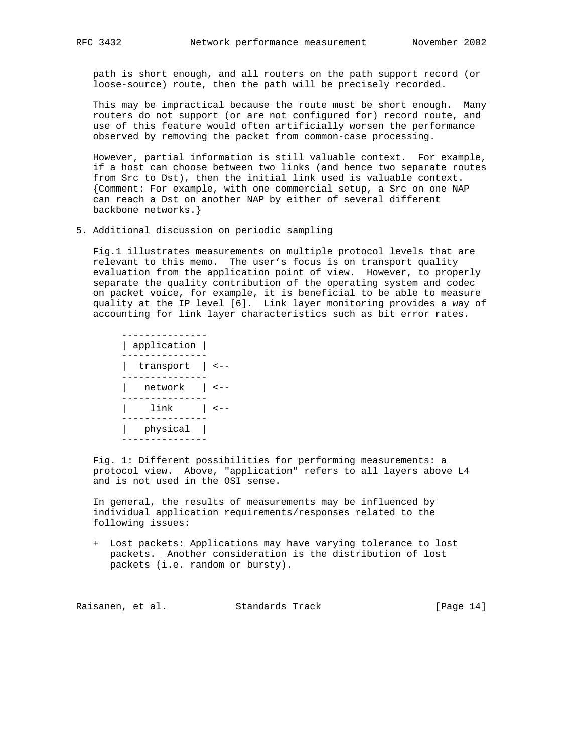path is short enough, and all routers on the path support record (or loose-source) route, then the path will be precisely recorded.

This may be impractical because the route must be short enough. Many routers do not support (or are not configured for) record route, and use of this feature would often artificially worsen the performance observed by removing the packet from common-case processing.

However, partial information is still valuable context. For example, if a host can choose between two links (and hence two separate routes from Src to Dst), then the initial link used is valuable context. {Comment: For example, with one commercial setup, a Src on one NAP can reach a Dst on another NAP by either of several different backbone networks.}

## 5. Additional discussion on periodic sampling

Fig.1 illustrates measurements on multiple protocol levels that are relevant to this memo. The user's focus is on transport quality evaluation from the application point of view. However, to properly separate the quality contribution of the operating system and codec on packet voice, for example, it is beneficial to be able to measure quality at the IP level [6]. Link layer monitoring provides a way of accounting for link layer characteristics such as bit error rates.

```
---------------
| application |
---------------
|  transport  | <--
---------------
|   network   | <--
---------------
|    link     | <--
---------------
|   physical  |
---------------
```

Fig. 1: Different possibilities for performing measurements: a protocol view. Above, "application" refers to all layers above L4 and is not used in the OSI sense.

In general, the results of measurements may be influenced by individual application requirements/responses related to the following issues:

+ Lost packets: Applications may have varying tolerance to lost packets. Another consideration is the distribution of lost packets (i.e. random or bursty).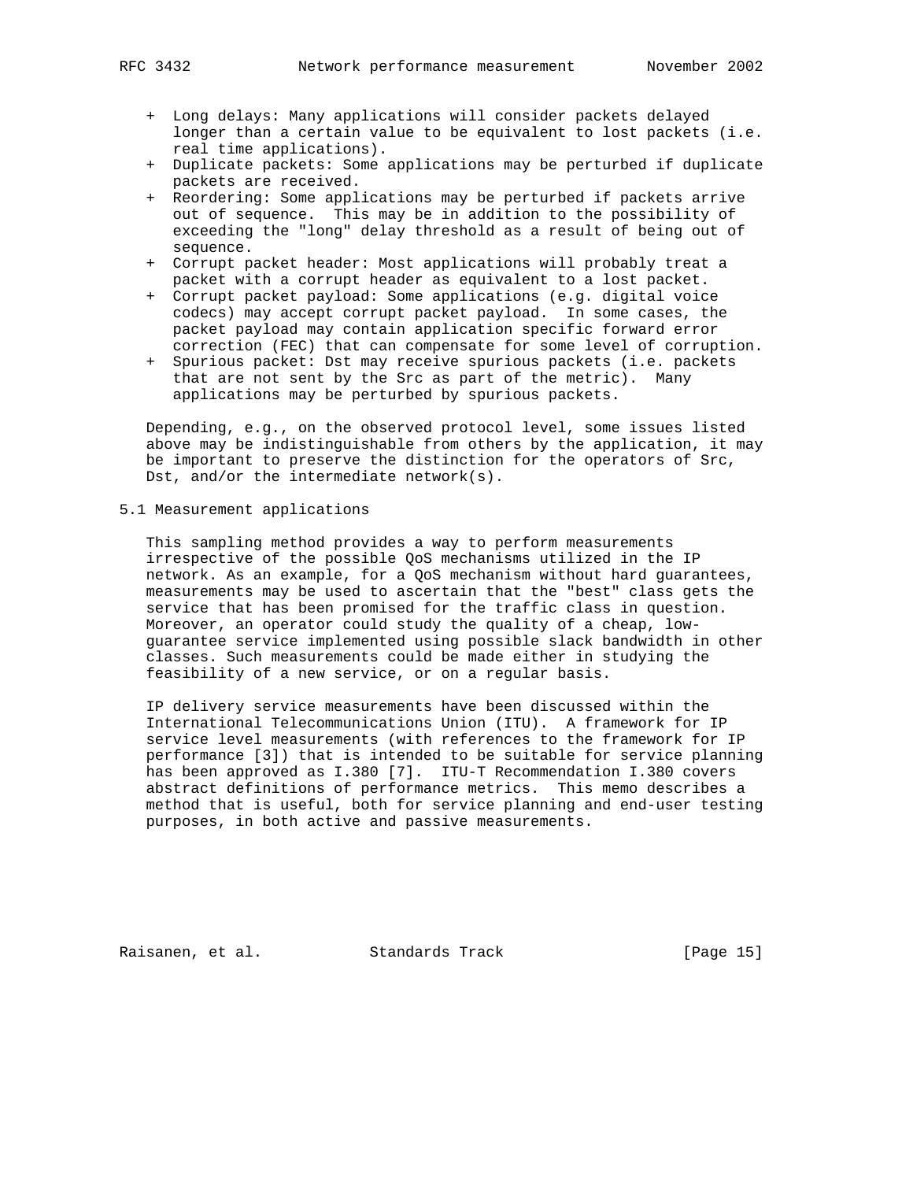- Long delays: Many applications will consider packets delayed longer than a certain value to be equivalent to lost packets (i.e. real time applications).
- Duplicate packets: Some applications may be perturbed if duplicate packets are received.
- Reordering: Some applications may be perturbed if packets arrive out of sequence. This may be in addition to the possibility of exceeding the "long" delay threshold as a result of being out of sequence.
- Corrupt packet header: Most applications will probably treat a packet with a corrupt header as equivalent to a lost packet.
- Corrupt packet payload: Some applications (e.g. digital voice codecs) may accept corrupt packet payload. In some cases, the packet payload may contain application specific forward error correction (FEC) that can compensate for some level of corruption.
- Spurious packet: Dst may receive spurious packets (i.e. packets that are not sent by the Src as part of the metric). Many applications may be perturbed by spurious packets.

Depending, e.g., on the observed protocol level, some issues listed above may be indistinguishable from others by the application, it may be important to preserve the distinction for the operators of Src, Dst, and/or the intermediate network(s).

## 5.1 Measurement applications

This sampling method provides a way to perform measurements irrespective of the possible QoS mechanisms utilized in the IP network. As an example, for a QoS mechanism without hard guarantees, measurements may be used to ascertain that the "best" class gets the service that has been promised for the traffic class in question. Moreover, an operator could study the quality of a cheap, low-guarantee service implemented using possible slack bandwidth in other classes. Such measurements could be made either in studying the feasibility of a new service, or on a regular basis.

IP delivery service measurements have been discussed within the International Telecommunications Union (ITU). A framework for IP service level measurements (with references to the framework for IP performance [3]) that is intended to be suitable for service planning has been approved as I.380 [7]. ITU-T Recommendation I.380 covers abstract definitions of performance metrics. This memo describes a method that is useful, both for service planning and end-user testing purposes, in both active and passive measurements.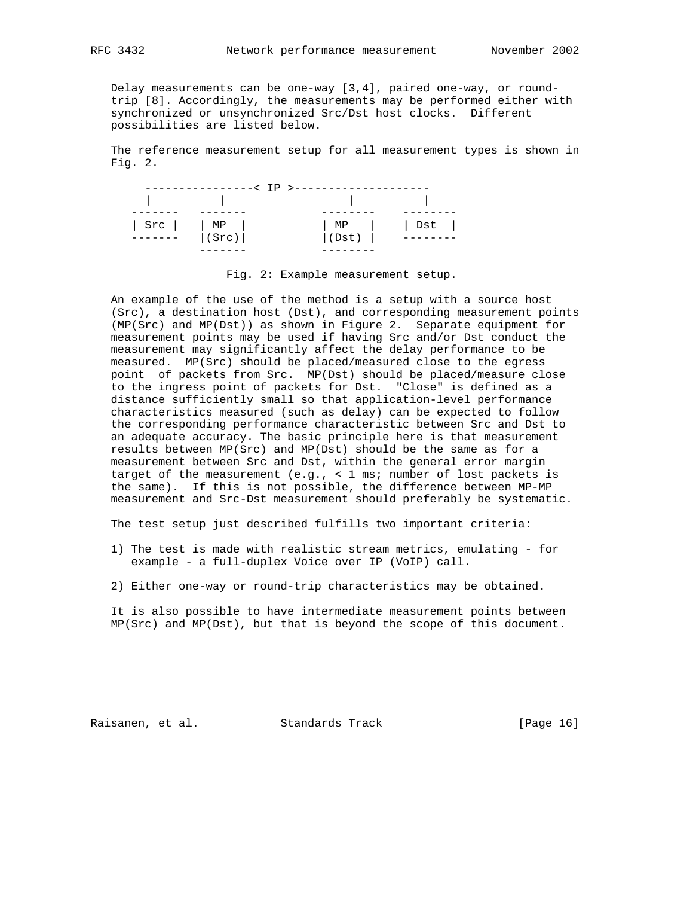Delay measurements can be one-way [3,4], paired one-way, or round-trip [8]. Accordingly, the measurements may be performed either with synchronized or unsynchronized Src/Dst host clocks. Different possibilities are listed below.

The reference measurement setup for all measurement types is shown in Fig. 2.

```
  ----------------< IP >--------------------
  |          |              |          |
-------   -------         --------    --------
| Src |   | MP  |         | MP   |    | Dst  |
-------   |(Src)|         |(Dst) |    --------
          -------         --------
```

Fig. 2: Example measurement setup.

An example of the use of the method is a setup with a source host (Src), a destination host (Dst), and corresponding measurement points (MP(Src) and MP(Dst)) as shown in Figure 2. Separate equipment for measurement points may be used if having Src and/or Dst conduct the measurement may significantly affect the delay performance to be measured. MP(Src) should be placed/measured close to the egress point of packets from Src. MP(Dst) should be placed/measure close to the ingress point of packets for Dst. "Close" is defined as a distance sufficiently small so that application-level performance characteristics measured (such as delay) can be expected to follow the corresponding performance characteristic between Src and Dst to an adequate accuracy. The basic principle here is that measurement results between MP(Src) and MP(Dst) should be the same as for a measurement between Src and Dst, within the general error margin target of the measurement (e.g., < 1 ms; number of lost packets is the same). If this is not possible, the difference between MP-MP measurement and Src-Dst measurement should preferably be systematic.

The test setup just described fulfills two important criteria:

1) The test is made with realistic stream metrics, emulating - for example - a full-duplex Voice over IP (VoIP) call.

2) Either one-way or round-trip characteristics may be obtained.

It is also possible to have intermediate measurement points between MP(Src) and MP(Dst), but that is beyond the scope of this document.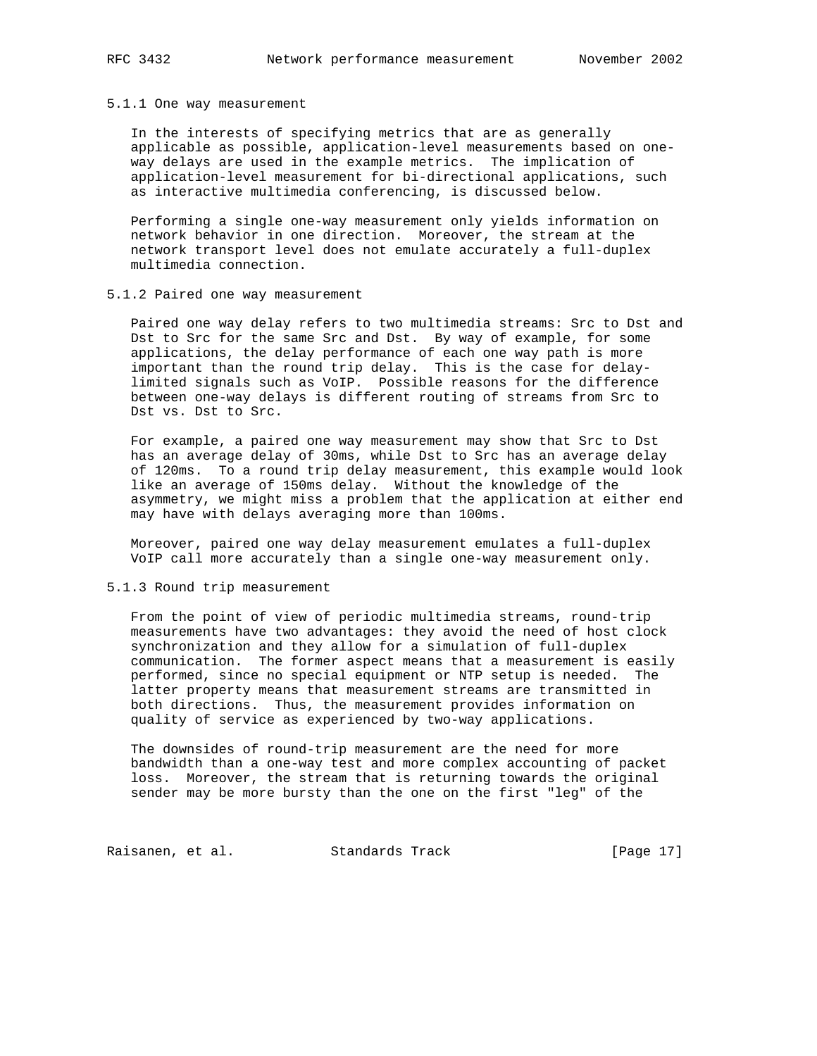#### 5.1.1 One way measurement

In the interests of specifying metrics that are as generally applicable as possible, application-level measurements based on one-way delays are used in the example metrics. The implication of application-level measurement for bi-directional applications, such as interactive multimedia conferencing, is discussed below.

Performing a single one-way measurement only yields information on network behavior in one direction. Moreover, the stream at the network transport level does not emulate accurately a full-duplex multimedia connection.

#### 5.1.2 Paired one way measurement

Paired one way delay refers to two multimedia streams: Src to Dst and Dst to Src for the same Src and Dst. By way of example, for some applications, the delay performance of each one way path is more important than the round trip delay. This is the case for delay-limited signals such as VoIP. Possible reasons for the difference between one-way delays is different routing of streams from Src to Dst vs. Dst to Src.

For example, a paired one way measurement may show that Src to Dst has an average delay of 30ms, while Dst to Src has an average delay of 120ms. To a round trip delay measurement, this example would look like an average of 150ms delay. Without the knowledge of the asymmetry, we might miss a problem that the application at either end may have with delays averaging more than 100ms.

Moreover, paired one way delay measurement emulates a full-duplex VoIP call more accurately than a single one-way measurement only.

#### 5.1.3 Round trip measurement

From the point of view of periodic multimedia streams, round-trip measurements have two advantages: they avoid the need of host clock synchronization and they allow for a simulation of full-duplex communication. The former aspect means that a measurement is easily performed, since no special equipment or NTP setup is needed. The latter property means that measurement streams are transmitted in both directions. Thus, the measurement provides information on quality of service as experienced by two-way applications.

The downsides of round-trip measurement are the need for more bandwidth than a one-way test and more complex accounting of packet loss. Moreover, the stream that is returning towards the original sender may be more bursty than the one on the first "leg" of the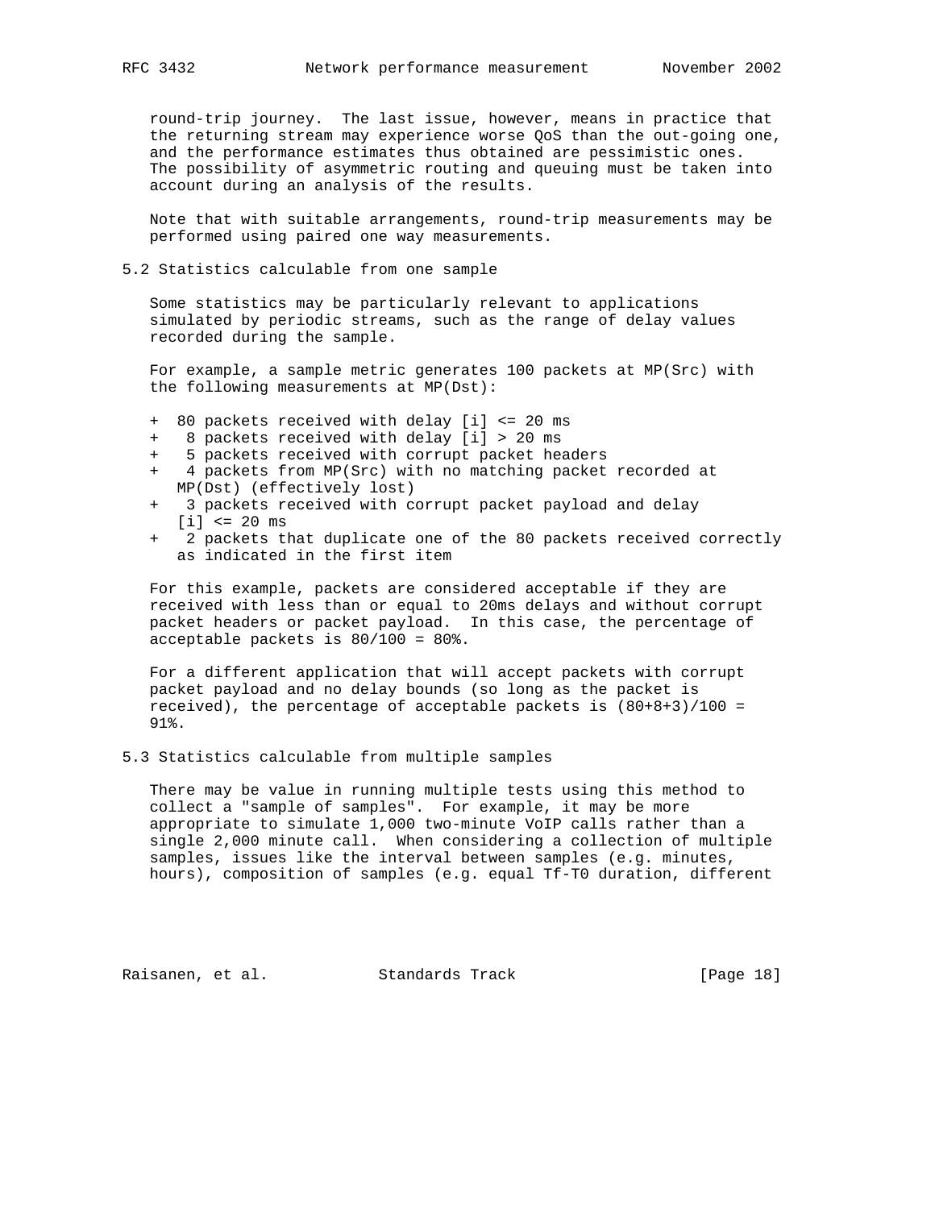round-trip journey. The last issue, however, means in practice that the returning stream may experience worse QoS than the out-going one, and the performance estimates thus obtained are pessimistic ones. The possibility of asymmetric routing and queuing must be taken into account during an analysis of the results.

Note that with suitable arrangements, round-trip measurements may be performed using paired one way measurements.

## 5.2 Statistics calculable from one sample

Some statistics may be particularly relevant to applications simulated by periodic streams, such as the range of delay values recorded during the sample.

For example, a sample metric generates 100 packets at MP(Src) with the following measurements at MP(Dst):

+ 80 packets received with delay [i] <= 20 ms
+ 8 packets received with delay [i] > 20 ms
+ 5 packets received with corrupt packet headers
+ 4 packets from MP(Src) with no matching packet recorded at MP(Dst) (effectively lost)
+ 3 packets received with corrupt packet payload and delay [i] <= 20 ms
+ 2 packets that duplicate one of the 80 packets received correctly as indicated in the first item

For this example, packets are considered acceptable if they are received with less than or equal to 20ms delays and without corrupt packet headers or packet payload. In this case, the percentage of acceptable packets is 80/100 = 80%.

For a different application that will accept packets with corrupt packet payload and no delay bounds (so long as the packet is received), the percentage of acceptable packets is (80+8+3)/100 = 91%.

## 5.3 Statistics calculable from multiple samples

There may be value in running multiple tests using this method to collect a "sample of samples". For example, it may be more appropriate to simulate 1,000 two-minute VoIP calls rather than a single 2,000 minute call. When considering a collection of multiple samples, issues like the interval between samples (e.g. minutes, hours), composition of samples (e.g. equal Tf-T0 duration, different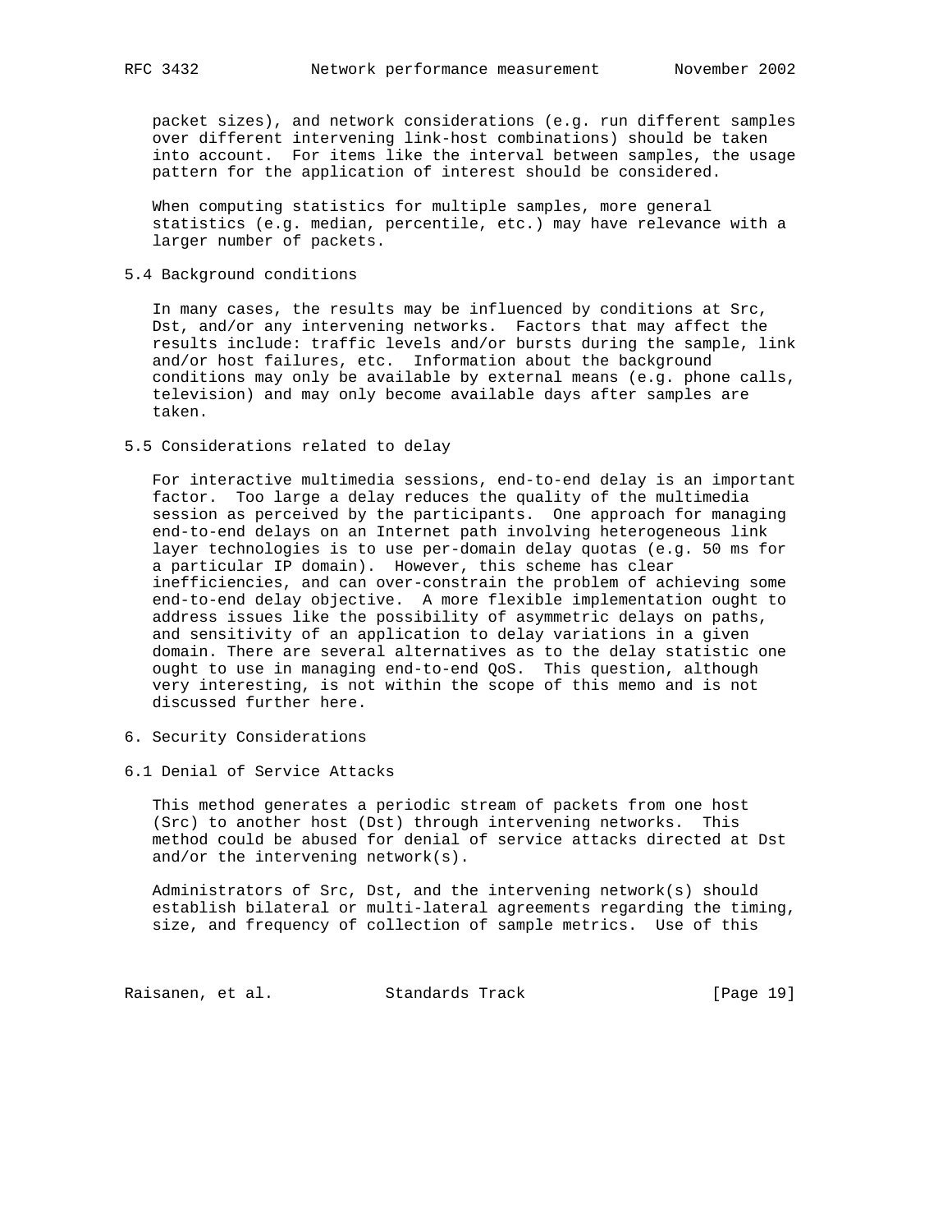packet sizes), and network considerations (e.g. run different samples over different intervening link-host combinations) should be taken into account. For items like the interval between samples, the usage pattern for the application of interest should be considered.

When computing statistics for multiple samples, more general statistics (e.g. median, percentile, etc.) may have relevance with a larger number of packets.

### 5.4 Background conditions

In many cases, the results may be influenced by conditions at Src, Dst, and/or any intervening networks. Factors that may affect the results include: traffic levels and/or bursts during the sample, link and/or host failures, etc. Information about the background conditions may only be available by external means (e.g. phone calls, television) and may only become available days after samples are taken.

### 5.5 Considerations related to delay

For interactive multimedia sessions, end-to-end delay is an important factor. Too large a delay reduces the quality of the multimedia session as perceived by the participants. One approach for managing end-to-end delays on an Internet path involving heterogeneous link layer technologies is to use per-domain delay quotas (e.g. 50 ms for a particular IP domain). However, this scheme has clear inefficiencies, and can over-constrain the problem of achieving some end-to-end delay objective. A more flexible implementation ought to address issues like the possibility of asymmetric delays on paths, and sensitivity of an application to delay variations in a given domain. There are several alternatives as to the delay statistic one ought to use in managing end-to-end QoS. This question, although very interesting, is not within the scope of this memo and is not discussed further here.

## 6. Security Considerations

### 6.1 Denial of Service Attacks

This method generates a periodic stream of packets from one host (Src) to another host (Dst) through intervening networks. This method could be abused for denial of service attacks directed at Dst and/or the intervening network(s).

Administrators of Src, Dst, and the intervening network(s) should establish bilateral or multi-lateral agreements regarding the timing, size, and frequency of collection of sample metrics. Use of this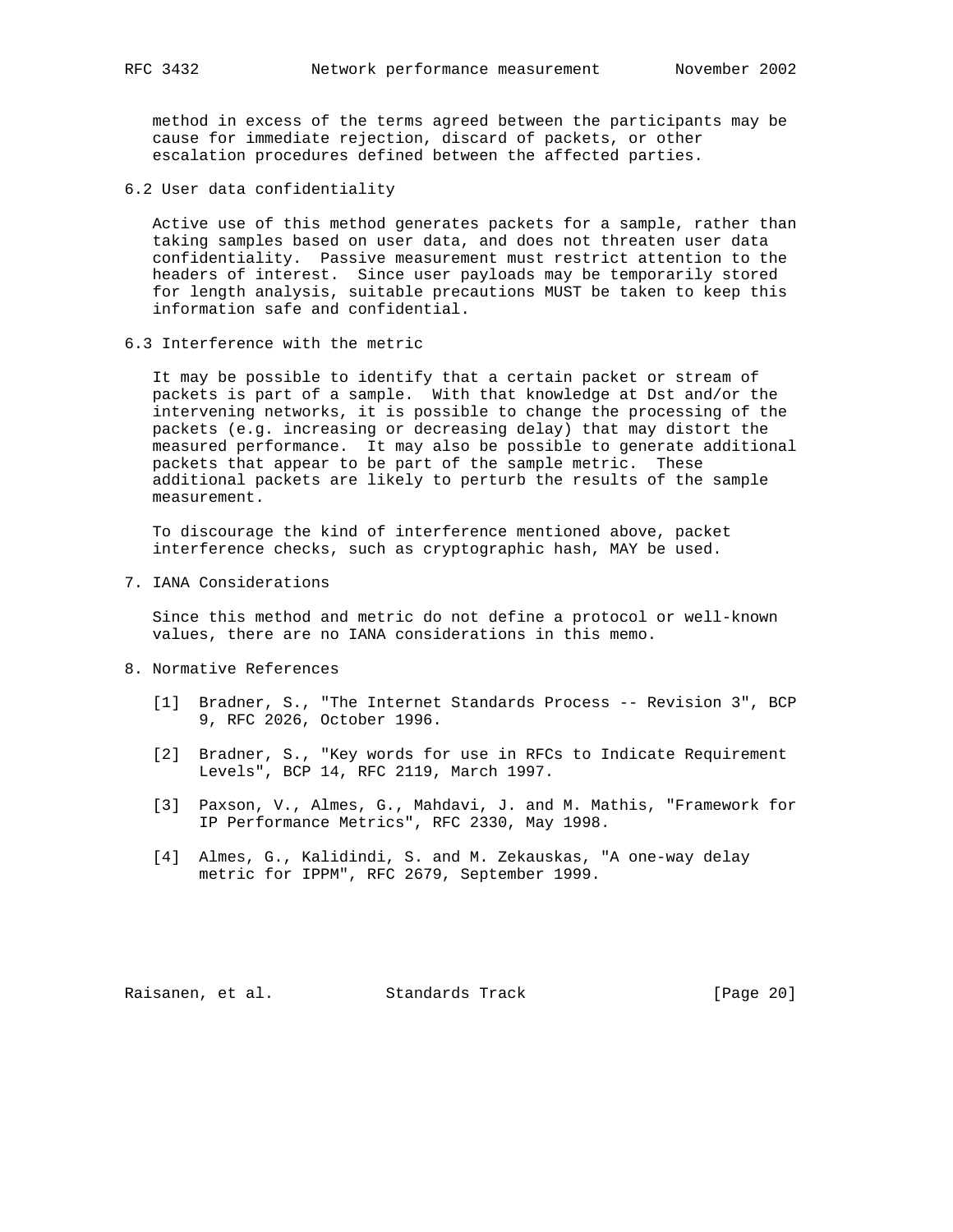method in excess of the terms agreed between the participants may be cause for immediate rejection, discard of packets, or other escalation procedures defined between the affected parties.

## 6.2 User data confidentiality

Active use of this method generates packets for a sample, rather than taking samples based on user data, and does not threaten user data confidentiality. Passive measurement must restrict attention to the headers of interest. Since user payloads may be temporarily stored for length analysis, suitable precautions MUST be taken to keep this information safe and confidential.

## 6.3 Interference with the metric

It may be possible to identify that a certain packet or stream of packets is part of a sample. With that knowledge at Dst and/or the intervening networks, it is possible to change the processing of the packets (e.g. increasing or decreasing delay) that may distort the measured performance. It may also be possible to generate additional packets that appear to be part of the sample metric. These additional packets are likely to perturb the results of the sample measurement.

To discourage the kind of interference mentioned above, packet interference checks, such as cryptographic hash, MAY be used.

# 7. IANA Considerations

Since this method and metric do not define a protocol or well-known values, there are no IANA considerations in this memo.

# 8. Normative References

[1] Bradner, S., "The Internet Standards Process -- Revision 3", BCP 9, RFC 2026, October 1996.

[2] Bradner, S., "Key words for use in RFCs to Indicate Requirement Levels", BCP 14, RFC 2119, March 1997.

[3] Paxson, V., Almes, G., Mahdavi, J. and M. Mathis, "Framework for IP Performance Metrics", RFC 2330, May 1998.

[4] Almes, G., Kalidindi, S. and M. Zekauskas, "A one-way delay metric for IPPM", RFC 2679, September 1999.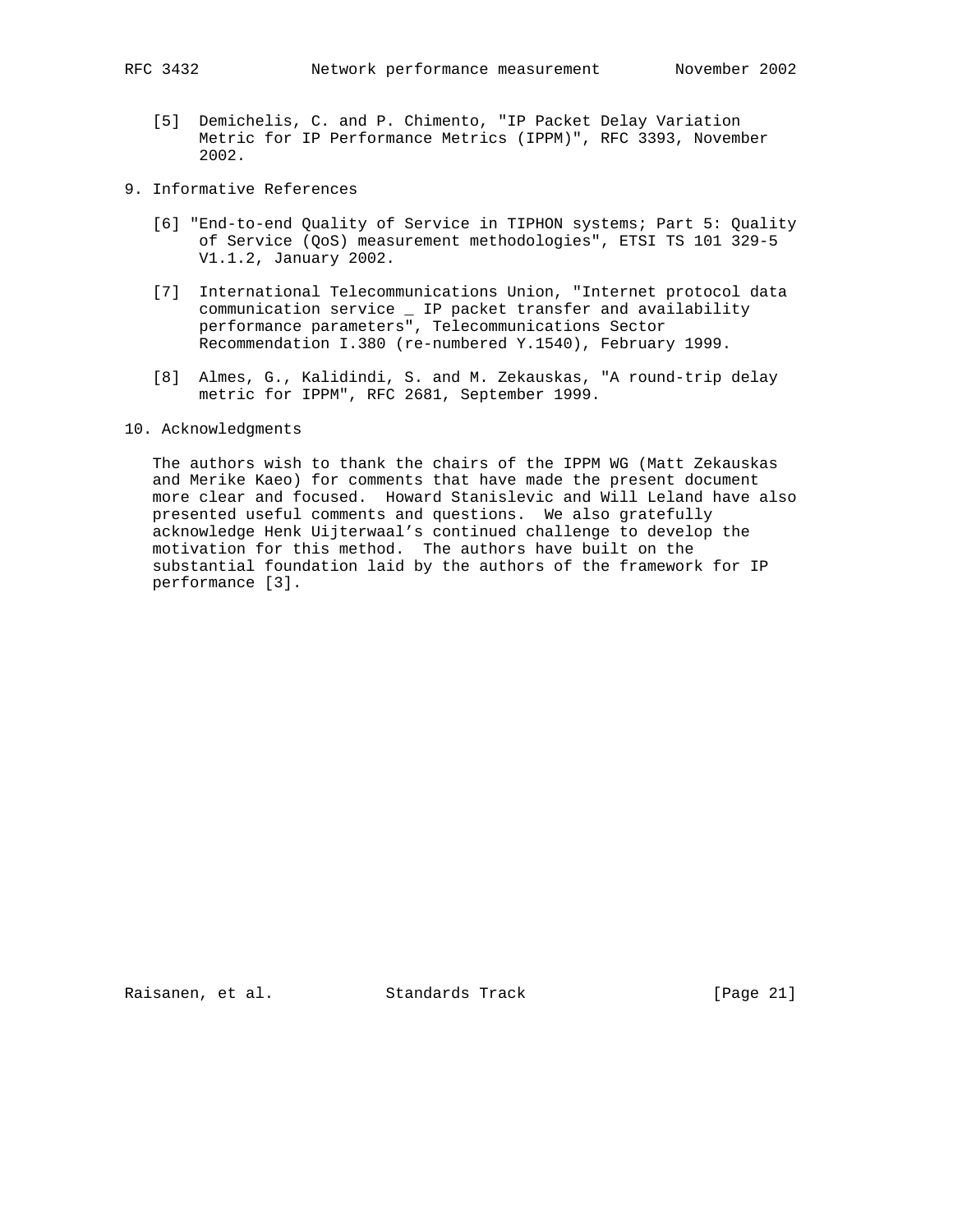[5] Demichelis, C. and P. Chimento, "IP Packet Delay Variation Metric for IP Performance Metrics (IPPM)", RFC 3393, November 2002.

## 9. Informative References

[6] "End-to-end Quality of Service in TIPHON systems; Part 5: Quality of Service (QoS) measurement methodologies", ETSI TS 101 329-5 V1.1.2, January 2002.

[7] International Telecommunications Union, "Internet protocol data communication service _ IP packet transfer and availability performance parameters", Telecommunications Sector Recommendation I.380 (re-numbered Y.1540), February 1999.

[8] Almes, G., Kalidindi, S. and M. Zekauskas, "A round-trip delay metric for IPPM", RFC 2681, September 1999.

## 10. Acknowledgments

The authors wish to thank the chairs of the IPPM WG (Matt Zekauskas and Merike Kaeo) for comments that have made the present document more clear and focused. Howard Stanislevic and Will Leland have also presented useful comments and questions. We also gratefully acknowledge Henk Uijterwaal's continued challenge to develop the motivation for this method. The authors have built on the substantial foundation laid by the authors of the framework for IP performance [3].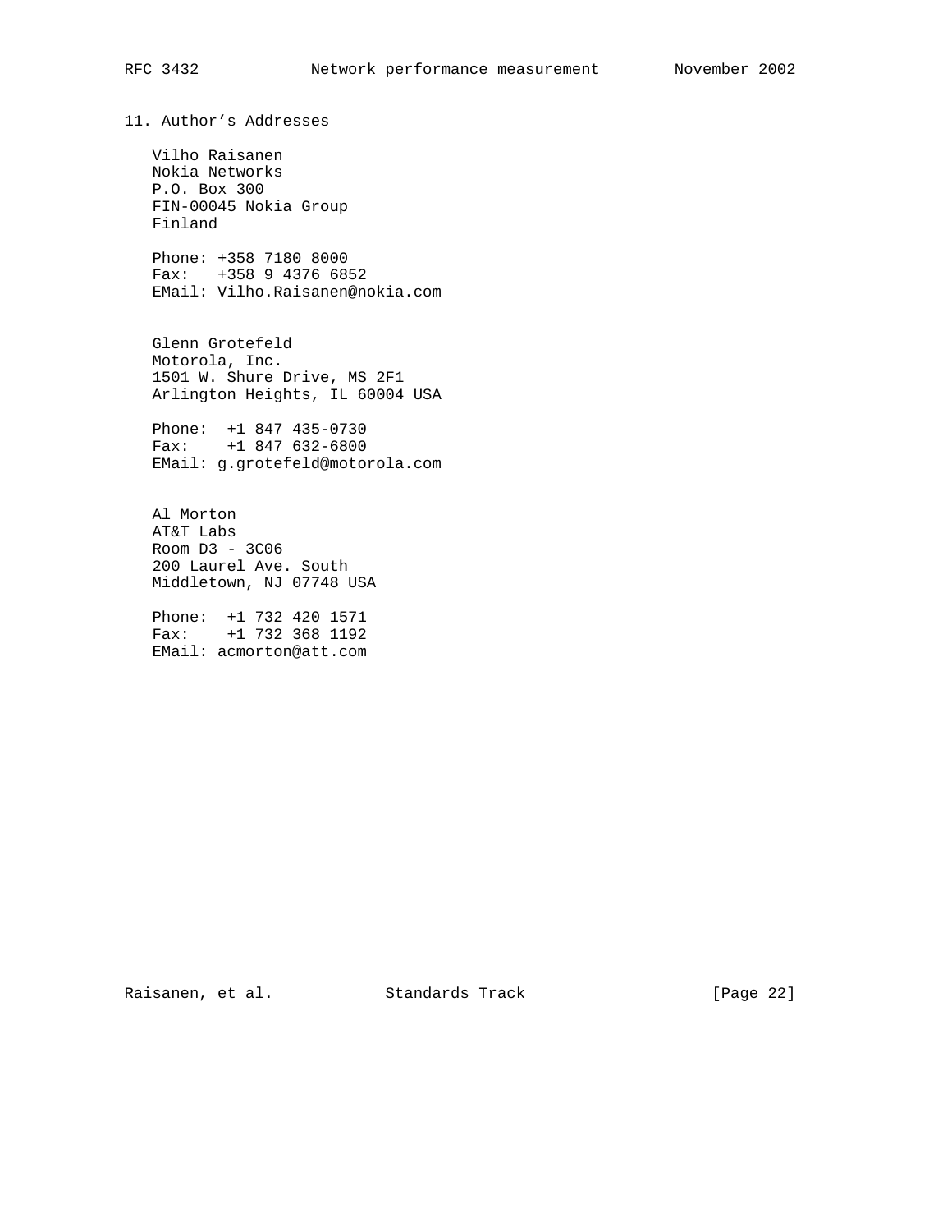## 11. Author's Addresses

Vilho Raisanen
Nokia Networks
P.O. Box 300
FIN-00045 Nokia Group
Finland

Phone: +358 7180 8000
Fax: +358 9 4376 6852
EMail: Vilho.Raisanen@nokia.com

Glenn Grotefeld
Motorola, Inc.
1501 W. Shure Drive, MS 2F1
Arlington Heights, IL 60004 USA

Phone: +1 847 435-0730
Fax: +1 847 632-6800
EMail: g.grotefeld@motorola.com

Al Morton
AT&T Labs
Room D3 - 3C06
200 Laurel Ave. South
Middletown, NJ 07748 USA

Phone: +1 732 420 1571
Fax: +1 732 368 1192
EMail: acmorton@att.com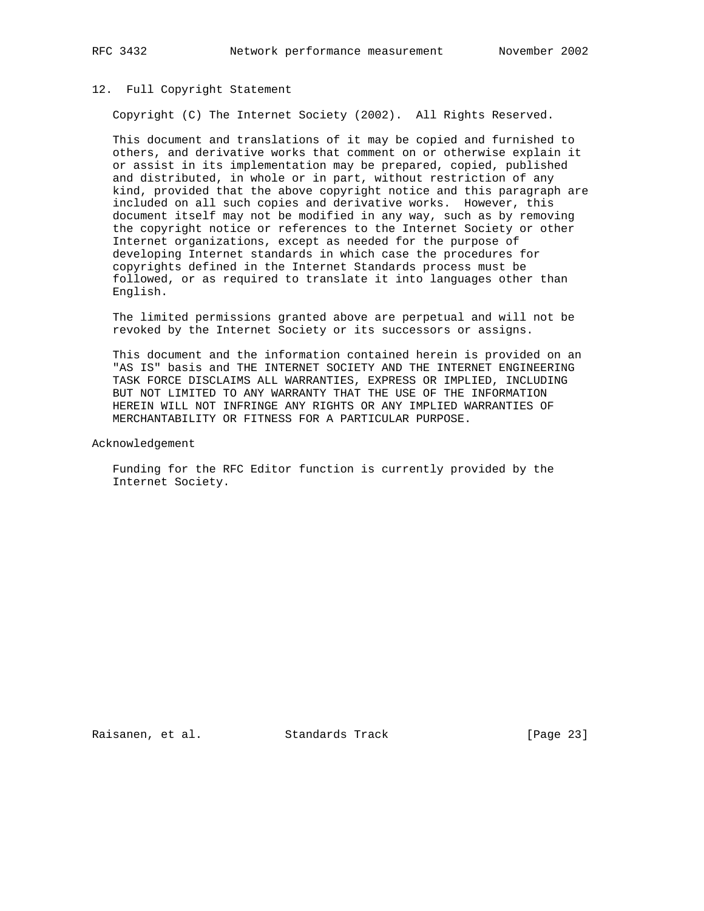## 12. Full Copyright Statement

Copyright (C) The Internet Society (2002). All Rights Reserved.

This document and translations of it may be copied and furnished to others, and derivative works that comment on or otherwise explain it or assist in its implementation may be prepared, copied, published and distributed, in whole or in part, without restriction of any kind, provided that the above copyright notice and this paragraph are included on all such copies and derivative works. However, this document itself may not be modified in any way, such as by removing the copyright notice or references to the Internet Society or other Internet organizations, except as needed for the purpose of developing Internet standards in which case the procedures for copyrights defined in the Internet Standards process must be followed, or as required to translate it into languages other than English.

The limited permissions granted above are perpetual and will not be revoked by the Internet Society or its successors or assigns.

This document and the information contained herein is provided on an "AS IS" basis and THE INTERNET SOCIETY AND THE INTERNET ENGINEERING TASK FORCE DISCLAIMS ALL WARRANTIES, EXPRESS OR IMPLIED, INCLUDING BUT NOT LIMITED TO ANY WARRANTY THAT THE USE OF THE INFORMATION HEREIN WILL NOT INFRINGE ANY RIGHTS OR ANY IMPLIED WARRANTIES OF MERCHANTABILITY OR FITNESS FOR A PARTICULAR PURPOSE.

## Acknowledgement

Funding for the RFC Editor function is currently provided by the Internet Society.